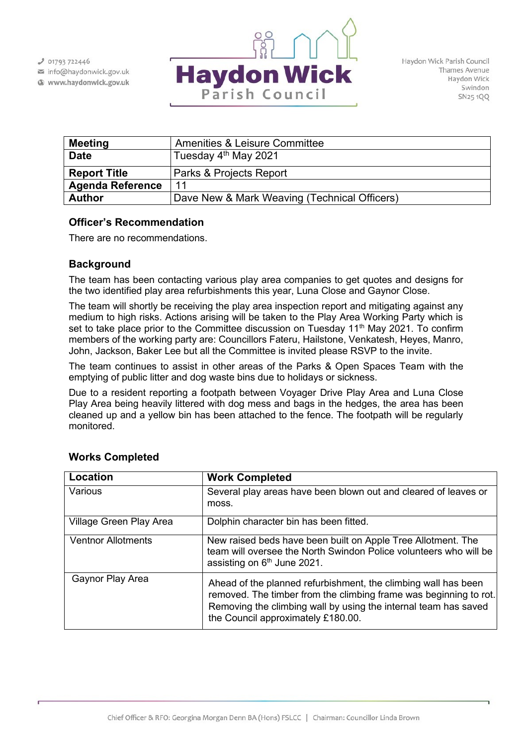01793 722446
info@haydonwick.gov.uk
www.haydonwick.gov.uk

# Haydon Wick Parish Council

Haydon Wick Parish Council
Thames Avenue
Haydon Wick
Swindon
SN25 1QQ

| **Meeting** | Amenities & Leisure Committee |
|---|---|
| **Date** | Tuesday 4th May 2021 |
| **Report Title** | Parks & Projects Report |
| **Agenda Reference** | 11 |
| **Author** | Dave New & Mark Weaving (Technical Officers) |

### Officer's Recommendation

There are no recommendations.

### Background

The team has been contacting various play area companies to get quotes and designs for the two identified play area refurbishments this year, Luna Close and Gaynor Close.

The team will shortly be receiving the play area inspection report and mitigating against any medium to high risks. Actions arising will be taken to the Play Area Working Party which is set to take place prior to the Committee discussion on Tuesday 11th May 2021. To confirm members of the working party are: Councillors Fateru, Hailstone, Venkatesh, Heyes, Manro, John, Jackson, Baker Lee but all the Committee is invited please RSVP to the invite.

The team continues to assist in other areas of the Parks & Open Spaces Team with the emptying of public litter and dog waste bins due to holidays or sickness.

Due to a resident reporting a footpath between Voyager Drive Play Area and Luna Close Play Area being heavily littered with dog mess and bags in the hedges, the area has been cleaned up and a yellow bin has been attached to the fence. The footpath will be regularly monitored.

### Works Completed

| **Location** | **Work Completed** |
|---|---|
| Various | Several play areas have been blown out and cleared of leaves or moss. |
| Village Green Play Area | Dolphin character bin has been fitted. |
| Ventnor Allotments | New raised beds have been built on Apple Tree Allotment. The team will oversee the North Swindon Police volunteers who will be assisting on 6th June 2021. |
| Gaynor Play Area | Ahead of the planned refurbishment, the climbing wall has been removed. The timber from the climbing frame was beginning to rot. Removing the climbing wall by using the internal team has saved the Council approximately £180.00. |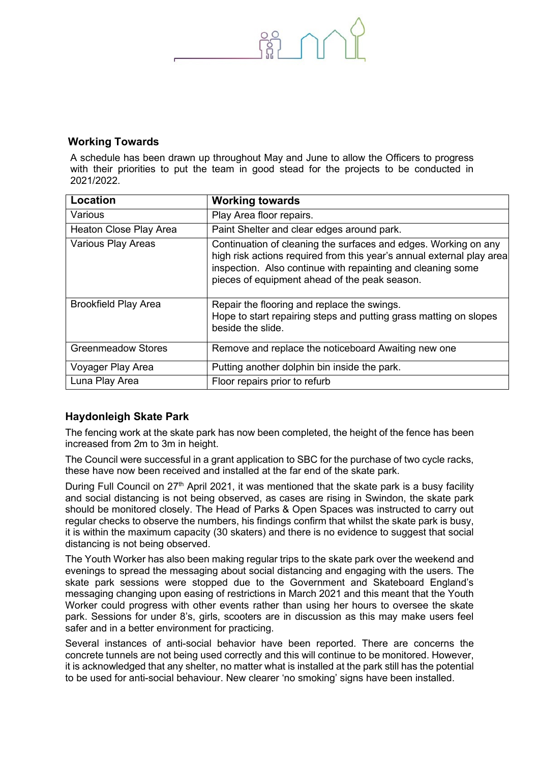## Working Towards

A schedule has been drawn up throughout May and June to allow the Officers to progress with their priorities to put the team in good stead for the projects to be conducted in 2021/2022.

| Location | Working towards |
|---|---|
| Various | Play Area floor repairs. |
| Heaton Close Play Area | Paint Shelter and clear edges around park. |
| Various Play Areas | Continuation of cleaning the surfaces and edges. Working on any high risk actions required from this year's annual external play area inspection. Also continue with repainting and cleaning some pieces of equipment ahead of the peak season. |
| Brookfield Play Area | Repair the flooring and replace the swings. Hope to start repairing steps and putting grass matting on slopes beside the slide. |
| Greenmeadow Stores | Remove and replace the noticeboard Awaiting new one |
| Voyager Play Area | Putting another dolphin bin inside the park. |
| Luna Play Area | Floor repairs prior to refurb |

## Haydonleigh Skate Park

The fencing work at the skate park has now been completed, the height of the fence has been increased from 2m to 3m in height.

The Council were successful in a grant application to SBC for the purchase of two cycle racks, these have now been received and installed at the far end of the skate park.

During Full Council on 27th April 2021, it was mentioned that the skate park is a busy facility and social distancing is not being observed, as cases are rising in Swindon, the skate park should be monitored closely. The Head of Parks & Open Spaces was instructed to carry out regular checks to observe the numbers, his findings confirm that whilst the skate park is busy, it is within the maximum capacity (30 skaters) and there is no evidence to suggest that social distancing is not being observed.

The Youth Worker has also been making regular trips to the skate park over the weekend and evenings to spread the messaging about social distancing and engaging with the users. The skate park sessions were stopped due to the Government and Skateboard England's messaging changing upon easing of restrictions in March 2021 and this meant that the Youth Worker could progress with other events rather than using her hours to oversee the skate park. Sessions for under 8's, girls, scooters are in discussion as this may make users feel safer and in a better environment for practicing.

Several instances of anti-social behavior have been reported. There are concerns the concrete tunnels are not being used correctly and this will continue to be monitored. However, it is acknowledged that any shelter, no matter what is installed at the park still has the potential to be used for anti-social behaviour. New clearer 'no smoking' signs have been installed.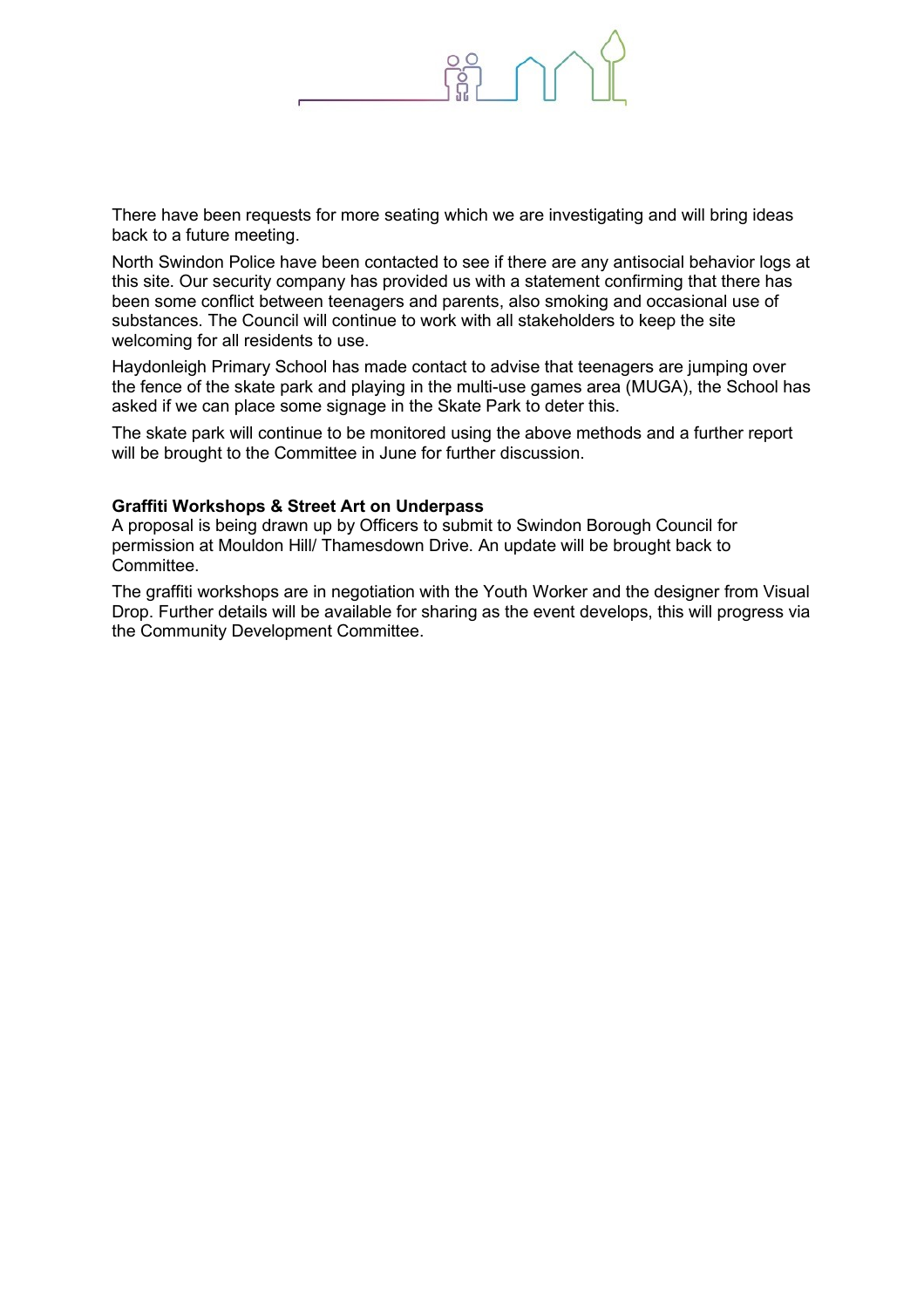There have been requests for more seating which we are investigating and will bring ideas back to a future meeting.

North Swindon Police have been contacted to see if there are any antisocial behavior logs at this site. Our security company has provided us with a statement confirming that there has been some conflict between teenagers and parents, also smoking and occasional use of substances. The Council will continue to work with all stakeholders to keep the site welcoming for all residents to use.

Haydonleigh Primary School has made contact to advise that teenagers are jumping over the fence of the skate park and playing in the multi-use games area (MUGA), the School has asked if we can place some signage in the Skate Park to deter this.

The skate park will continue to be monitored using the above methods and a further report will be brought to the Committee in June for further discussion.

**Graffiti Workshops & Street Art on Underpass**

A proposal is being drawn up by Officers to submit to Swindon Borough Council for permission at Mouldon Hill/ Thamesdown Drive. An update will be brought back to Committee.

The graffiti workshops are in negotiation with the Youth Worker and the designer from Visual Drop. Further details will be available for sharing as the event develops, this will progress via the Community Development Committee.